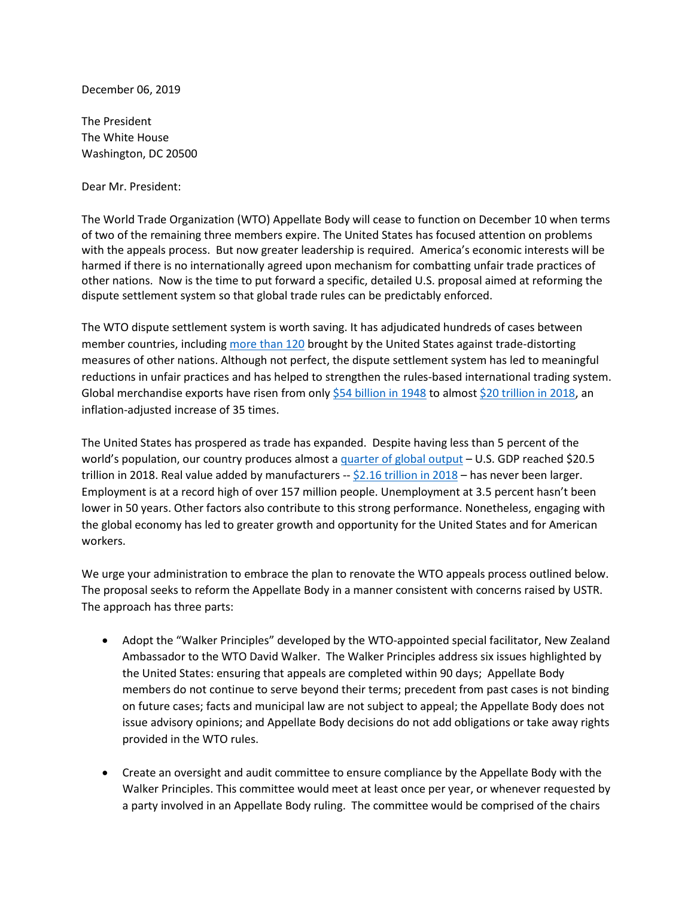December 06, 2019

The President
The White House
Washington, DC 20500

Dear Mr. President:

The World Trade Organization (WTO) Appellate Body will cease to function on December 10 when terms of two of the remaining three members expire. The United States has focused attention on problems with the appeals process. But now greater leadership is required. America's economic interests will be harmed if there is no internationally agreed upon mechanism for combatting unfair trade practices of other nations. Now is the time to put forward a specific, detailed U.S. proposal aimed at reforming the dispute settlement system so that global trade rules can be predictably enforced.

The WTO dispute settlement system is worth saving. It has adjudicated hundreds of cases between member countries, including more than 120 brought by the United States against trade-distorting measures of other nations. Although not perfect, the dispute settlement system has led to meaningful reductions in unfair practices and has helped to strengthen the rules-based international trading system. Global merchandise exports have risen from only $54 billion in 1948 to almost $20 trillion in 2018, an inflation-adjusted increase of 35 times.

The United States has prospered as trade has expanded. Despite having less than 5 percent of the world's population, our country produces almost a quarter of global output – U.S. GDP reached $20.5 trillion in 2018. Real value added by manufacturers -- $2.16 trillion in 2018 – has never been larger. Employment is at a record high of over 157 million people. Unemployment at 3.5 percent hasn't been lower in 50 years. Other factors also contribute to this strong performance. Nonetheless, engaging with the global economy has led to greater growth and opportunity for the United States and for American workers.

We urge your administration to embrace the plan to renovate the WTO appeals process outlined below. The proposal seeks to reform the Appellate Body in a manner consistent with concerns raised by USTR. The approach has three parts:

- Adopt the "Walker Principles" developed by the WTO-appointed special facilitator, New Zealand Ambassador to the WTO David Walker. The Walker Principles address six issues highlighted by the United States: ensuring that appeals are completed within 90 days; Appellate Body members do not continue to serve beyond their terms; precedent from past cases is not binding on future cases; facts and municipal law are not subject to appeal; the Appellate Body does not issue advisory opinions; and Appellate Body decisions do not add obligations or take away rights provided in the WTO rules.

- Create an oversight and audit committee to ensure compliance by the Appellate Body with the Walker Principles. This committee would meet at least once per year, or whenever requested by a party involved in an Appellate Body ruling. The committee would be comprised of the chairs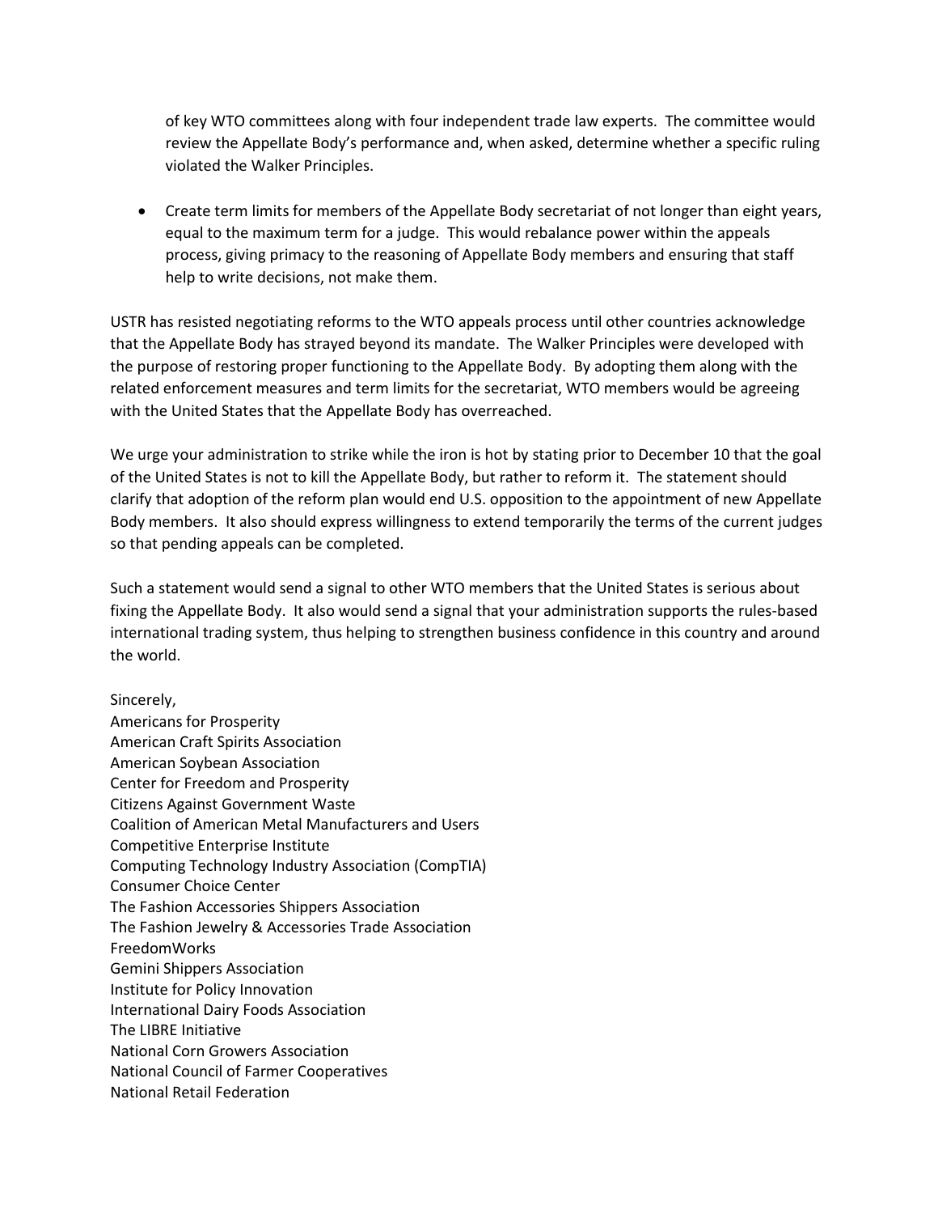of key WTO committees along with four independent trade law experts. The committee would review the Appellate Body's performance and, when asked, determine whether a specific ruling violated the Walker Principles.

- Create term limits for members of the Appellate Body secretariat of not longer than eight years, equal to the maximum term for a judge. This would rebalance power within the appeals process, giving primacy to the reasoning of Appellate Body members and ensuring that staff help to write decisions, not make them.

USTR has resisted negotiating reforms to the WTO appeals process until other countries acknowledge that the Appellate Body has strayed beyond its mandate. The Walker Principles were developed with the purpose of restoring proper functioning to the Appellate Body. By adopting them along with the related enforcement measures and term limits for the secretariat, WTO members would be agreeing with the United States that the Appellate Body has overreached.

We urge your administration to strike while the iron is hot by stating prior to December 10 that the goal of the United States is not to kill the Appellate Body, but rather to reform it. The statement should clarify that adoption of the reform plan would end U.S. opposition to the appointment of new Appellate Body members. It also should express willingness to extend temporarily the terms of the current judges so that pending appeals can be completed.

Such a statement would send a signal to other WTO members that the United States is serious about fixing the Appellate Body. It also would send a signal that your administration supports the rules-based international trading system, thus helping to strengthen business confidence in this country and around the world.

Sincerely,
Americans for Prosperity
American Craft Spirits Association
American Soybean Association
Center for Freedom and Prosperity
Citizens Against Government Waste
Coalition of American Metal Manufacturers and Users
Competitive Enterprise Institute
Computing Technology Industry Association (CompTIA)
Consumer Choice Center
The Fashion Accessories Shippers Association
The Fashion Jewelry & Accessories Trade Association
FreedomWorks
Gemini Shippers Association
Institute for Policy Innovation
International Dairy Foods Association
The LIBRE Initiative
National Corn Growers Association
National Council of Farmer Cooperatives
National Retail Federation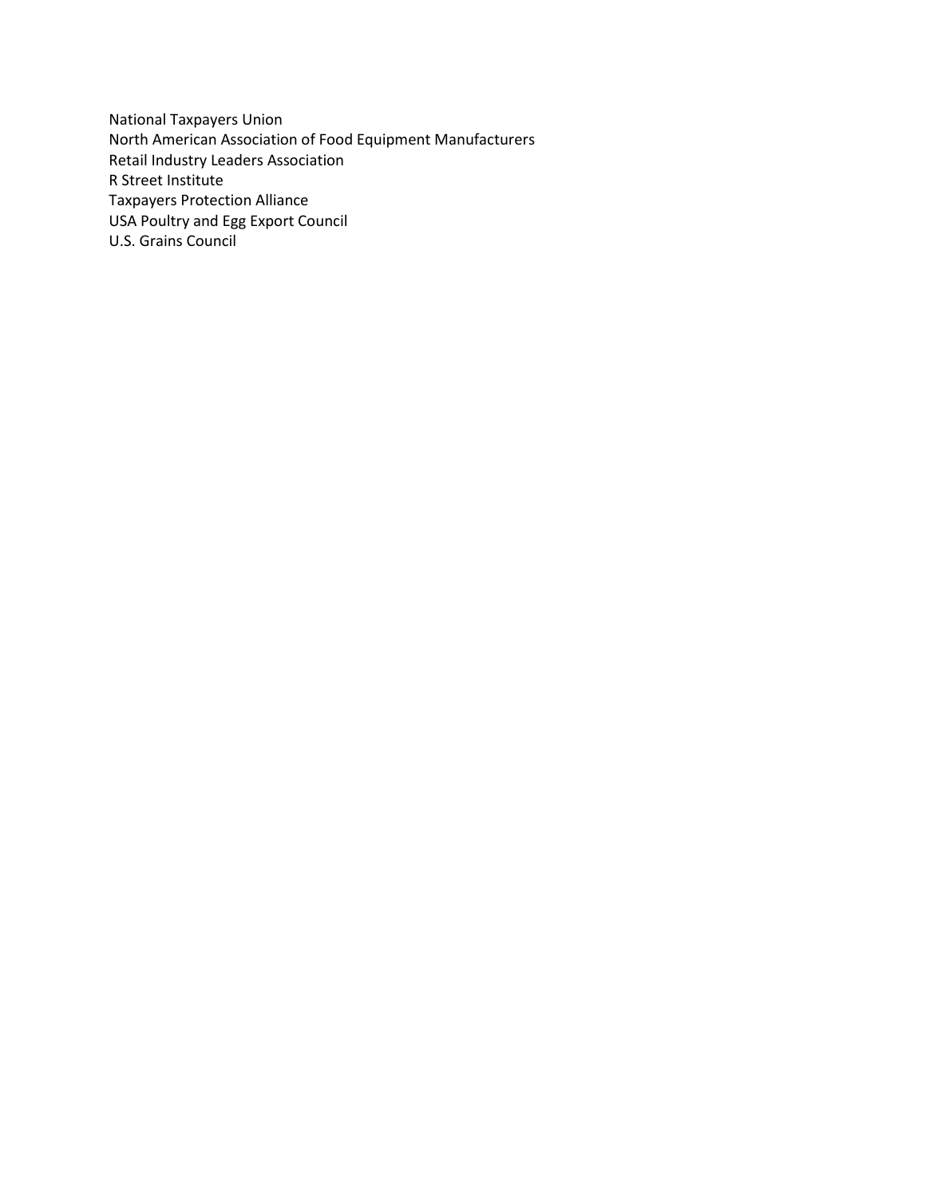National Taxpayers Union
North American Association of Food Equipment Manufacturers
Retail Industry Leaders Association
R Street Institute
Taxpayers Protection Alliance
USA Poultry and Egg Export Council
U.S. Grains Council